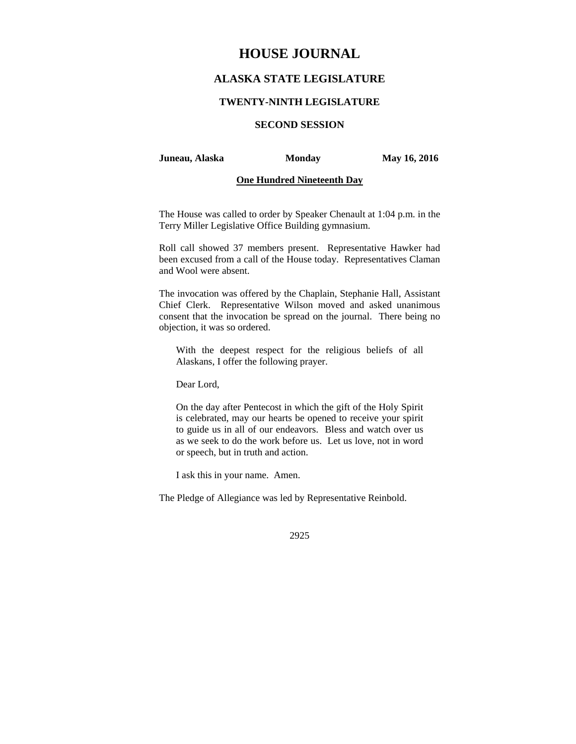# HOUSE JOURNAL

## ALASKA STATE LEGISLATURE

### TWENTY-NINTH LEGISLATURE

### SECOND SESSION

**Juneau, Alaska** **Monday** **May 16, 2016**

**One Hundred Nineteenth Day**

The House was called to order by Speaker Chenault at 1:04 p.m. in the Terry Miller Legislative Office Building gymnasium.

Roll call showed 37 members present. Representative Hawker had been excused from a call of the House today. Representatives Claman and Wool were absent.

The invocation was offered by the Chaplain, Stephanie Hall, Assistant Chief Clerk. Representative Wilson moved and asked unanimous consent that the invocation be spread on the journal. There being no objection, it was so ordered.

> With the deepest respect for the religious beliefs of all Alaskans, I offer the following prayer.
>
> Dear Lord,
>
> On the day after Pentecost in which the gift of the Holy Spirit is celebrated, may our hearts be opened to receive your spirit to guide us in all of our endeavors. Bless and watch over us as we seek to do the work before us. Let us love, not in word or speech, but in truth and action.
>
> I ask this in your name. Amen.

The Pledge of Allegiance was led by Representative Reinbold.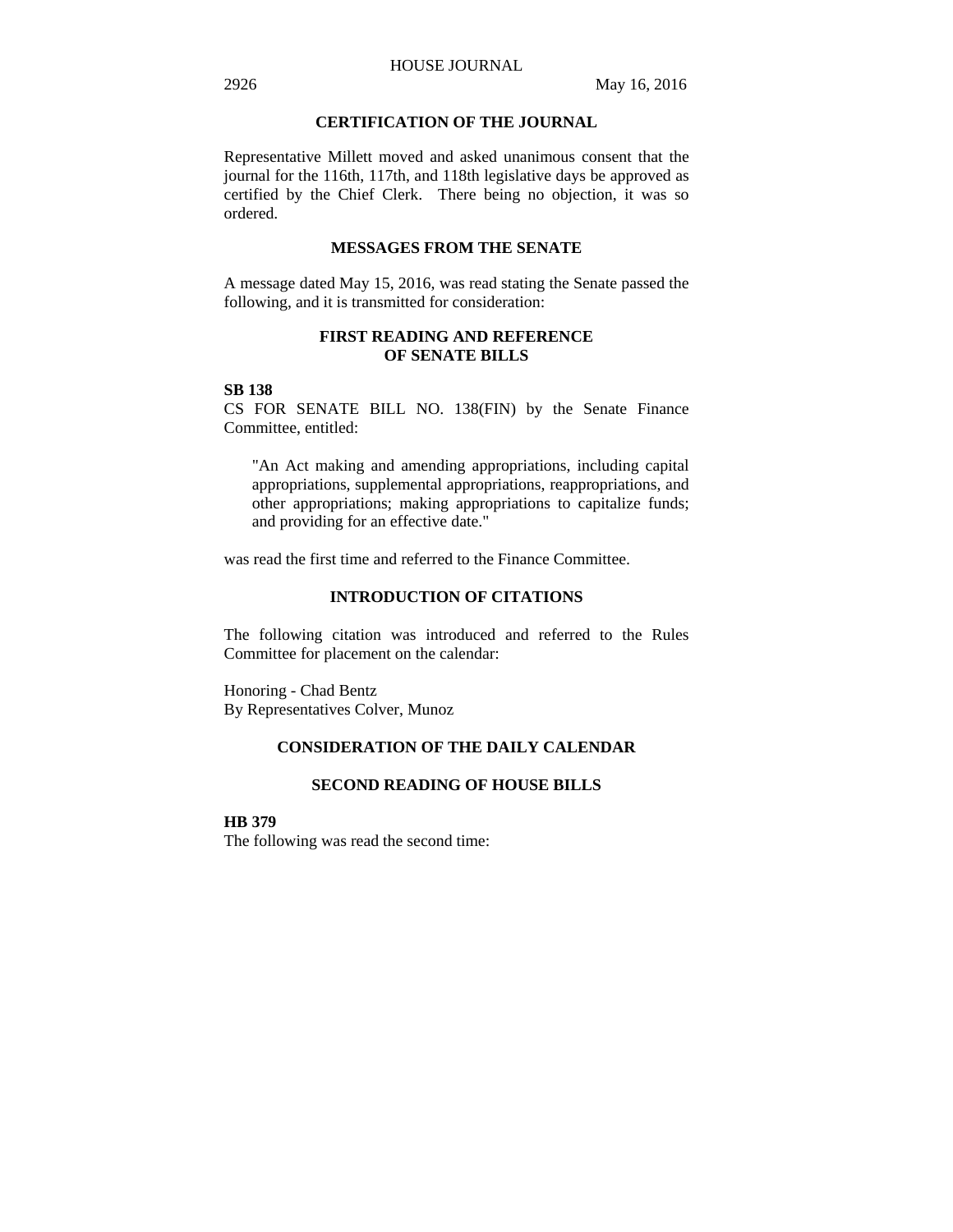## CERTIFICATION OF THE JOURNAL

Representative Millett moved and asked unanimous consent that the journal for the 116th, 117th, and 118th legislative days be approved as certified by the Chief Clerk. There being no objection, it was so ordered.

## MESSAGES FROM THE SENATE

A message dated May 15, 2016, was read stating the Senate passed the following, and it is transmitted for consideration:

## FIRST READING AND REFERENCE OF SENATE BILLS

**SB 138**
CS FOR SENATE BILL NO. 138(FIN) by the Senate Finance Committee, entitled:

> "An Act making and amending appropriations, including capital appropriations, supplemental appropriations, reappropriations, and other appropriations; making appropriations to capitalize funds; and providing for an effective date."

was read the first time and referred to the Finance Committee.

## INTRODUCTION OF CITATIONS

The following citation was introduced and referred to the Rules Committee for placement on the calendar:

Honoring - Chad Bentz
By Representatives Colver, Munoz

## CONSIDERATION OF THE DAILY CALENDAR

## SECOND READING OF HOUSE BILLS

**HB 379**
The following was read the second time: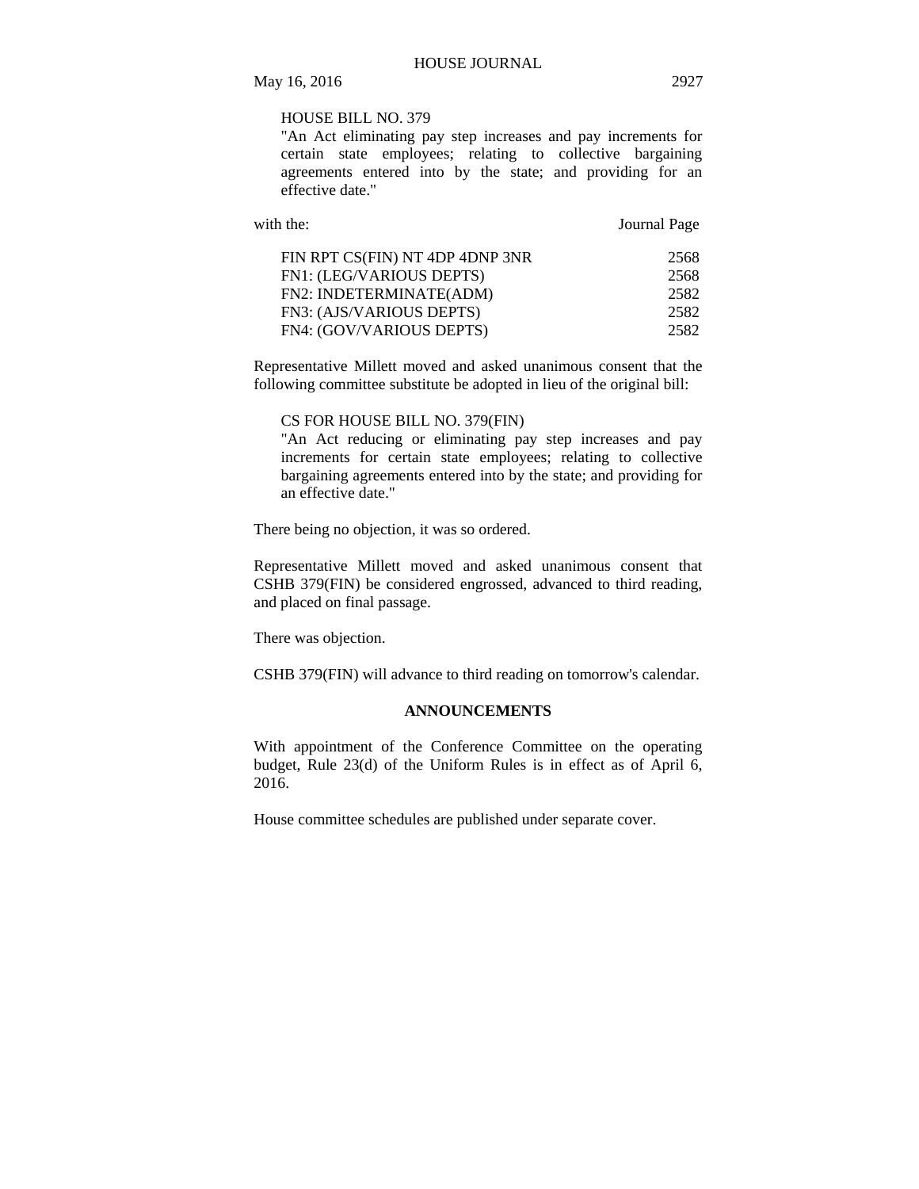HOUSE BILL NO. 379

"An Act eliminating pay step increases and pay increments for certain state employees; relating to collective bargaining agreements entered into by the state; and providing for an effective date."

| with the: | Journal Page |
| --- | --- |
| FIN RPT CS(FIN) NT 4DP 4DNP 3NR | 2568 |
| FN1: (LEG/VARIOUS DEPTS) | 2568 |
| FN2: INDETERMINATE(ADM) | 2582 |
| FN3: (AJS/VARIOUS DEPTS) | 2582 |
| FN4: (GOV/VARIOUS DEPTS) | 2582 |

Representative Millett moved and asked unanimous consent that the following committee substitute be adopted in lieu of the original bill:

CS FOR HOUSE BILL NO. 379(FIN)

"An Act reducing or eliminating pay step increases and pay increments for certain state employees; relating to collective bargaining agreements entered into by the state; and providing for an effective date."

There being no objection, it was so ordered.

Representative Millett moved and asked unanimous consent that CSHB 379(FIN) be considered engrossed, advanced to third reading, and placed on final passage.

There was objection.

CSHB 379(FIN) will advance to third reading on tomorrow's calendar.

## ANNOUNCEMENTS

With appointment of the Conference Committee on the operating budget, Rule 23(d) of the Uniform Rules is in effect as of April 6, 2016.

House committee schedules are published under separate cover.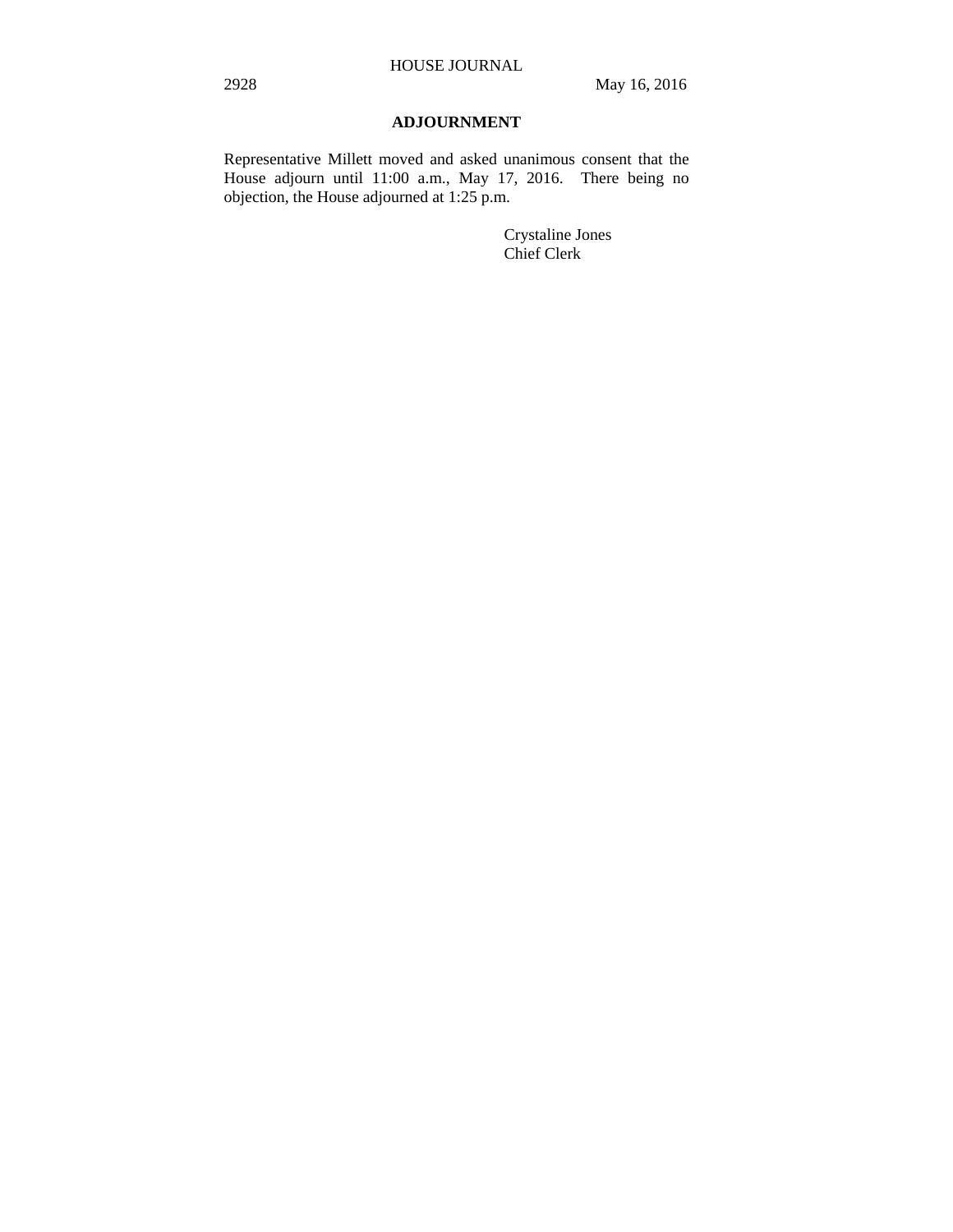## ADJOURNMENT

Representative Millett moved and asked unanimous consent that the House adjourn until 11:00 a.m., May 17, 2016. There being no objection, the House adjourned at 1:25 p.m.

Crystaline Jones
Chief Clerk